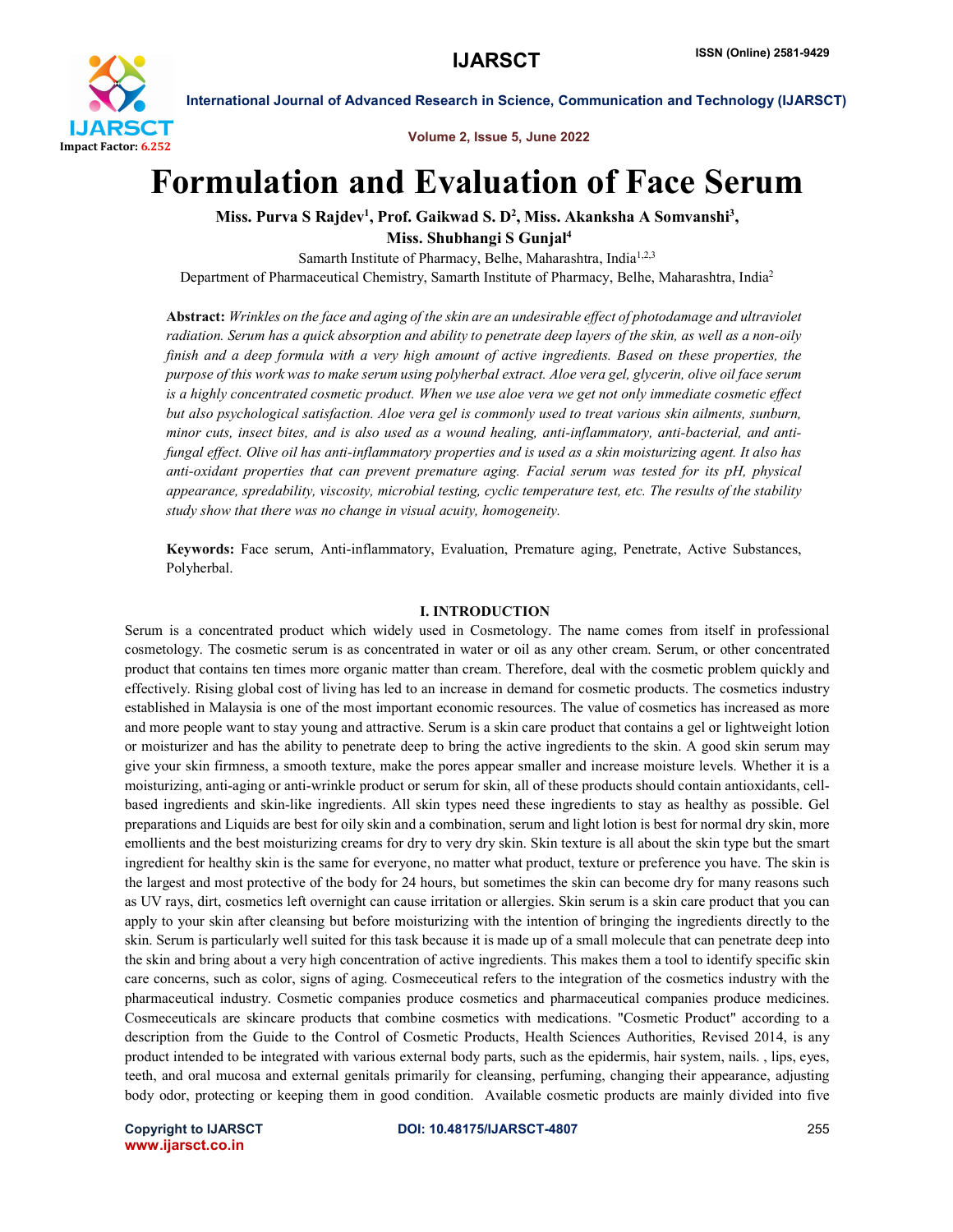# Formulation and Evaluation of Face Serum

**Miss. Purva S Rajdev[1], Prof. Gaikwad S. D[2], Miss. Akanksha A Somvanshi[3], Miss. Shubhangi S Gunjal[4]**

Samarth Institute of Pharmacy, Belhe, Maharashtra, India[1,2,3]

Department of Pharmaceutical Chemistry, Samarth Institute of Pharmacy, Belhe, Maharashtra, India[2]

**Abstract:** *Wrinkles on the face and aging of the skin are an undesirable effect of photodamage and ultraviolet radiation. Serum has a quick absorption and ability to penetrate deep layers of the skin, as well as a non-oily finish and a deep formula with a very high amount of active ingredients. Based on these properties, the purpose of this work was to make serum using polyherbal extract. Aloe vera gel, glycerin, olive oil face serum is a highly concentrated cosmetic product. When we use aloe vera we get not only immediate cosmetic effect but also psychological satisfaction. Aloe vera gel is commonly used to treat various skin ailments, sunburn, minor cuts, insect bites, and is also used as a wound healing, anti-inflammatory, anti-bacterial, and anti-fungal effect. Olive oil has anti-inflammatory properties and is used as a skin moisturizing agent. It also has anti-oxidant properties that can prevent premature aging. Facial serum was tested for its pH, physical appearance, spredability, viscosity, microbial testing, cyclic temperature test, etc. The results of the stability study show that there was no change in visual acuity, homogeneity.*

**Keywords:** Face serum, Anti-inflammatory, Evaluation, Premature aging, Penetrate, Active Substances, Polyherbal.

## I. INTRODUCTION

Serum is a concentrated product which widely used in Cosmetology. The name comes from itself in professional cosmetology. The cosmetic serum is as concentrated in water or oil as any other cream. Serum, or other concentrated product that contains ten times more organic matter than cream. Therefore, deal with the cosmetic problem quickly and effectively. Rising global cost of living has led to an increase in demand for cosmetic products. The cosmetics industry established in Malaysia is one of the most important economic resources. The value of cosmetics has increased as more and more people want to stay young and attractive. Serum is a skin care product that contains a gel or lightweight lotion or moisturizer and has the ability to penetrate deep to bring the active ingredients to the skin. A good skin serum may give your skin firmness, a smooth texture, make the pores appear smaller and increase moisture levels. Whether it is a moisturizing, anti-aging or anti-wrinkle product or serum for skin, all of these products should contain antioxidants, cell-based ingredients and skin-like ingredients. All skin types need these ingredients to stay as healthy as possible. Gel preparations and Liquids are best for oily skin and a combination, serum and light lotion is best for normal dry skin, more emollients and the best moisturizing creams for dry to very dry skin. Skin texture is all about the skin type but the smart ingredient for healthy skin is the same for everyone, no matter what product, texture or preference you have. The skin is the largest and most protective of the body for 24 hours, but sometimes the skin can become dry for many reasons such as UV rays, dirt, cosmetics left overnight can cause irritation or allergies. Skin serum is a skin care product that you can apply to your skin after cleansing but before moisturizing with the intention of bringing the ingredients directly to the skin. Serum is particularly well suited for this task because it is made up of a small molecule that can penetrate deep into the skin and bring about a very high concentration of active ingredients. This makes them a tool to identify specific skin care concerns, such as color, signs of aging. Cosmeceutical refers to the integration of the cosmetics industry with the pharmaceutical industry. Cosmetic companies produce cosmetics and pharmaceutical companies produce medicines. Cosmeceuticals are skincare products that combine cosmetics with medications. "Cosmetic Product" according to a description from the Guide to the Control of Cosmetic Products, Health Sciences Authorities, Revised 2014, is any product intended to be integrated with various external body parts, such as the epidermis, hair system, nails. , lips, eyes, teeth, and oral mucosa and external genitals primarily for cleansing, perfuming, changing their appearance, adjusting body odor, protecting or keeping them in good condition. Available cosmetic products are mainly divided into five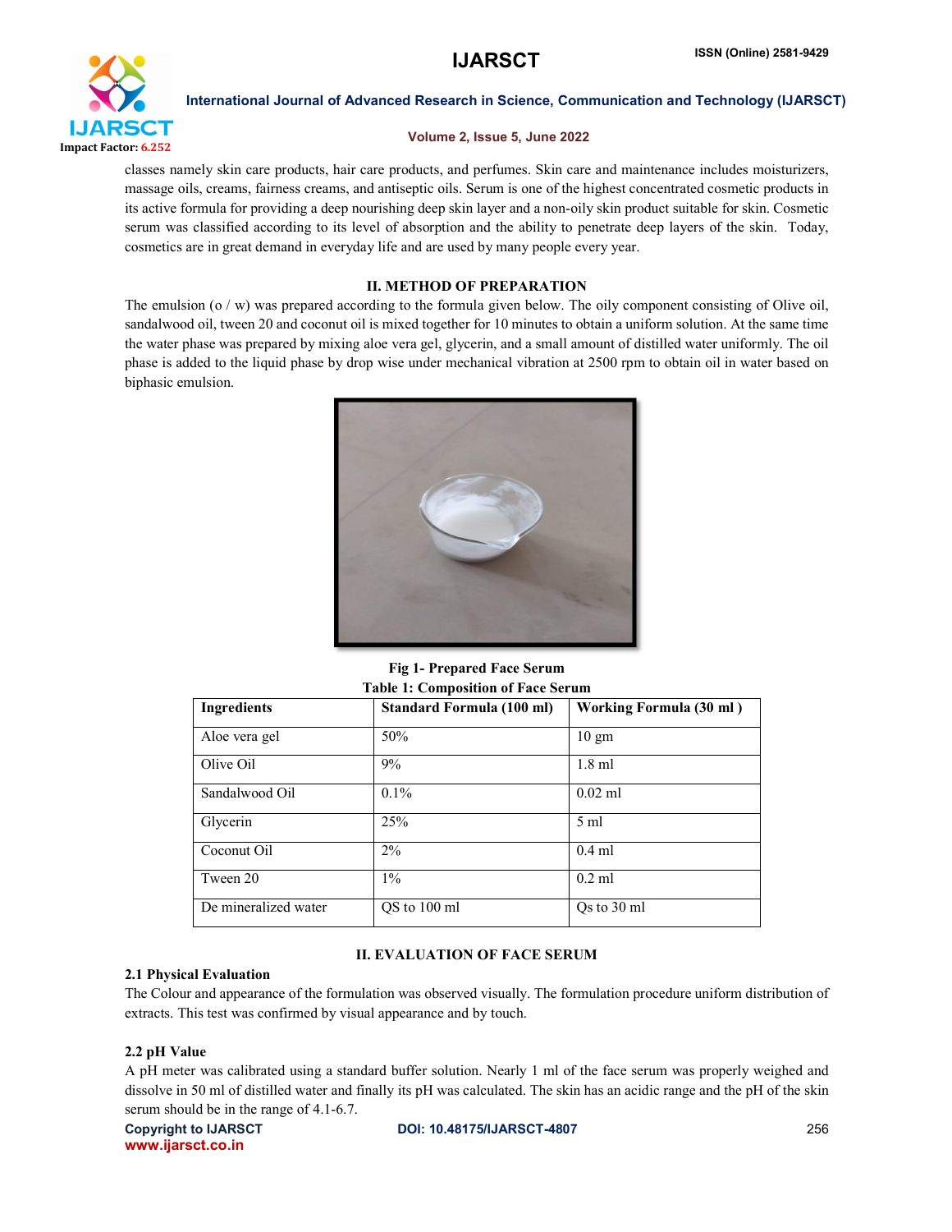classes namely skin care products, hair care products, and perfumes. Skin care and maintenance includes moisturizers, massage oils, creams, fairness creams, and antiseptic oils. Serum is one of the highest concentrated cosmetic products in its active formula for providing a deep nourishing deep skin layer and a non-oily skin product suitable for skin. Cosmetic serum was classified according to its level of absorption and the ability to penetrate deep layers of the skin. Today, cosmetics are in great demand in everyday life and are used by many people every year.

## II. METHOD OF PREPARATION

The emulsion (o / w) was prepared according to the formula given below. The oily component consisting of Olive oil, sandalwood oil, tween 20 and coconut oil is mixed together for 10 minutes to obtain a uniform solution. At the same time the water phase was prepared by mixing aloe vera gel, glycerin, and a small amount of distilled water uniformly. The oil phase is added to the liquid phase by drop wise under mechanical vibration at 2500 rpm to obtain oil in water based on biphasic emulsion.

**Fig 1- Prepared Face Serum**

**Table 1: Composition of Face Serum**

| Ingredients | Standard Formula (100 ml) | Working Formula (30 ml ) |
|---|---|---|
| Aloe vera gel | 50% | 10 gm |
| Olive Oil | 9% | 1.8 ml |
| Sandalwood Oil | 0.1% | 0.02 ml |
| Glycerin | 25% | 5 ml |
| Coconut Oil | 2% | 0.4 ml |
| Tween 20 | 1% | 0.2 ml |
| De mineralized water | QS to 100 ml | Qs to 30 ml |

## II. EVALUATION OF FACE SERUM

### 2.1 Physical Evaluation

The Colour and appearance of the formulation was observed visually. The formulation procedure uniform distribution of extracts. This test was confirmed by visual appearance and by touch.

### 2.2 pH Value

A pH meter was calibrated using a standard buffer solution. Nearly 1 ml of the face serum was properly weighed and dissolve in 50 ml of distilled water and finally its pH was calculated. The skin has an acidic range and the pH of the skin serum should be in the range of 4.1-6.7.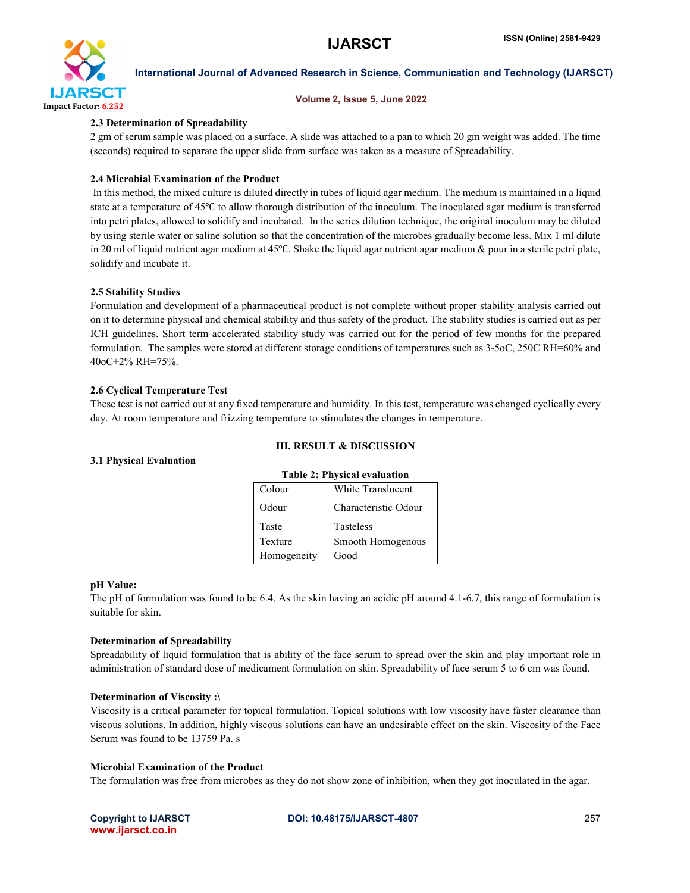### 2.3 Determination of Spreadability

2 gm of serum sample was placed on a surface. A slide was attached to a pan to which 20 gm weight was added. The time (seconds) required to separate the upper slide from surface was taken as a measure of Spreadability.

### 2.4 Microbial Examination of the Product

In this method, the mixed culture is diluted directly in tubes of liquid agar medium. The medium is maintained in a liquid state at a temperature of 45℃ to allow thorough distribution of the inoculum. The inoculated agar medium is transferred into petri plates, allowed to solidify and incubated. In the series dilution technique, the original inoculum may be diluted by using sterile water or saline solution so that the concentration of the microbes gradually become less. Mix 1 ml dilute in 20 ml of liquid nutrient agar medium at 45℃. Shake the liquid agar nutrient agar medium & pour in a sterile petri plate, solidify and incubate it.

### 2.5 Stability Studies

Formulation and development of a pharmaceutical product is not complete without proper stability analysis carried out on it to determine physical and chemical stability and thus safety of the product. The stability studies is carried out as per ICH guidelines. Short term accelerated stability study was carried out for the period of few months for the prepared formulation. The samples were stored at different storage conditions of temperatures such as 3-5oC, 250C RH=60% and 40oC±2% RH=75%.

### 2.6 Cyclical Temperature Test

These test is not carried out at any fixed temperature and humidity. In this test, temperature was changed cyclically every day. At room temperature and frizzing temperature to stimulates the changes in temperature.

## III. RESULT & DISCUSSION

### 3.1 Physical Evaluation

**Table 2: Physical evaluation**

| Colour | White Translucent |
|---|---|
| Odour | Characteristic Odour |
| Taste | Tasteless |
| Texture | Smooth Homogenous |
| Homogeneity | Good |

**pH Value:**

The pH of formulation was found to be 6.4. As the skin having an acidic pH around 4.1-6.7, this range of formulation is suitable for skin.

**Determination of Spreadability**

Spreadability of liquid formulation that is ability of the face serum to spread over the skin and play important role in administration of standard dose of medicament formulation on skin. Spreadability of face serum 5 to 6 cm was found.

**Determination of Viscosity :\**

Viscosity is a critical parameter for topical formulation. Topical solutions with low viscosity have faster clearance than viscous solutions. In addition, highly viscous solutions can have an undesirable effect on the skin. Viscosity of the Face Serum was found to be 13759 Pa. s

**Microbial Examination of the Product**

The formulation was free from microbes as they do not show zone of inhibition, when they got inoculated in the agar.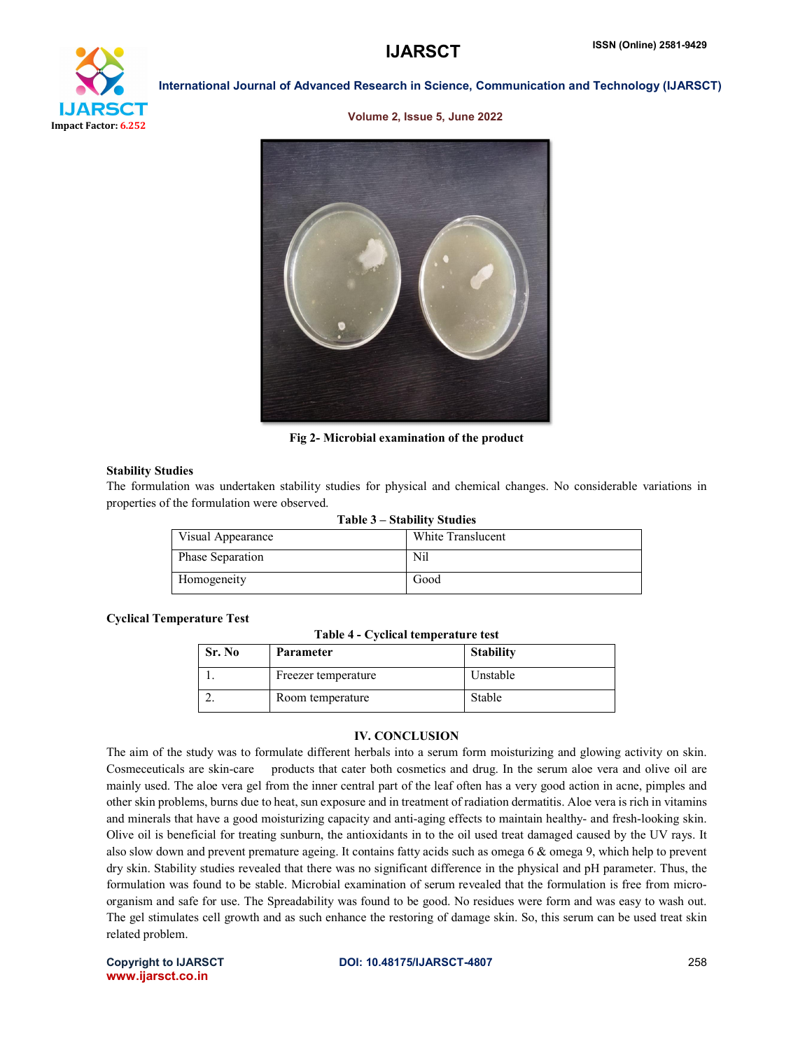Fig 2- Microbial examination of the product

### Stability Studies

The formulation was undertaken stability studies for physical and chemical changes. No considerable variations in properties of the formulation were observed.

**Table 3 – Stability Studies**

| | |
|---|---|
| Visual Appearance | White Translucent |
| Phase Separation | Nil |
| Homogeneity | Good |

### Cyclical Temperature Test

**Table 4 - Cyclical temperature test**

| Sr. No | Parameter | Stability |
|---|---|---|
| 1. | Freezer temperature | Unstable |
| 2. | Room temperature | Stable |

## IV. CONCLUSION

The aim of the study was to formulate different herbals into a serum form moisturizing and glowing activity on skin. Cosmeceuticals are skin-care products that cater both cosmetics and drug. In the serum aloe vera and olive oil are mainly used. The aloe vera gel from the inner central part of the leaf often has a very good action in acne, pimples and other skin problems, burns due to heat, sun exposure and in treatment of radiation dermatitis. Aloe vera is rich in vitamins and minerals that have a good moisturizing capacity and anti-aging effects to maintain healthy- and fresh-looking skin. Olive oil is beneficial for treating sunburn, the antioxidants in to the oil used treat damaged caused by the UV rays. It also slow down and prevent premature ageing. It contains fatty acids such as omega 6 & omega 9, which help to prevent dry skin. Stability studies revealed that there was no significant difference in the physical and pH parameter. Thus, the formulation was found to be stable. Microbial examination of serum revealed that the formulation is free from micro-organism and safe for use. The Spreadability was found to be good. No residues were form and was easy to wash out. The gel stimulates cell growth and as such enhance the restoring of damage skin. So, this serum can be used treat skin related problem.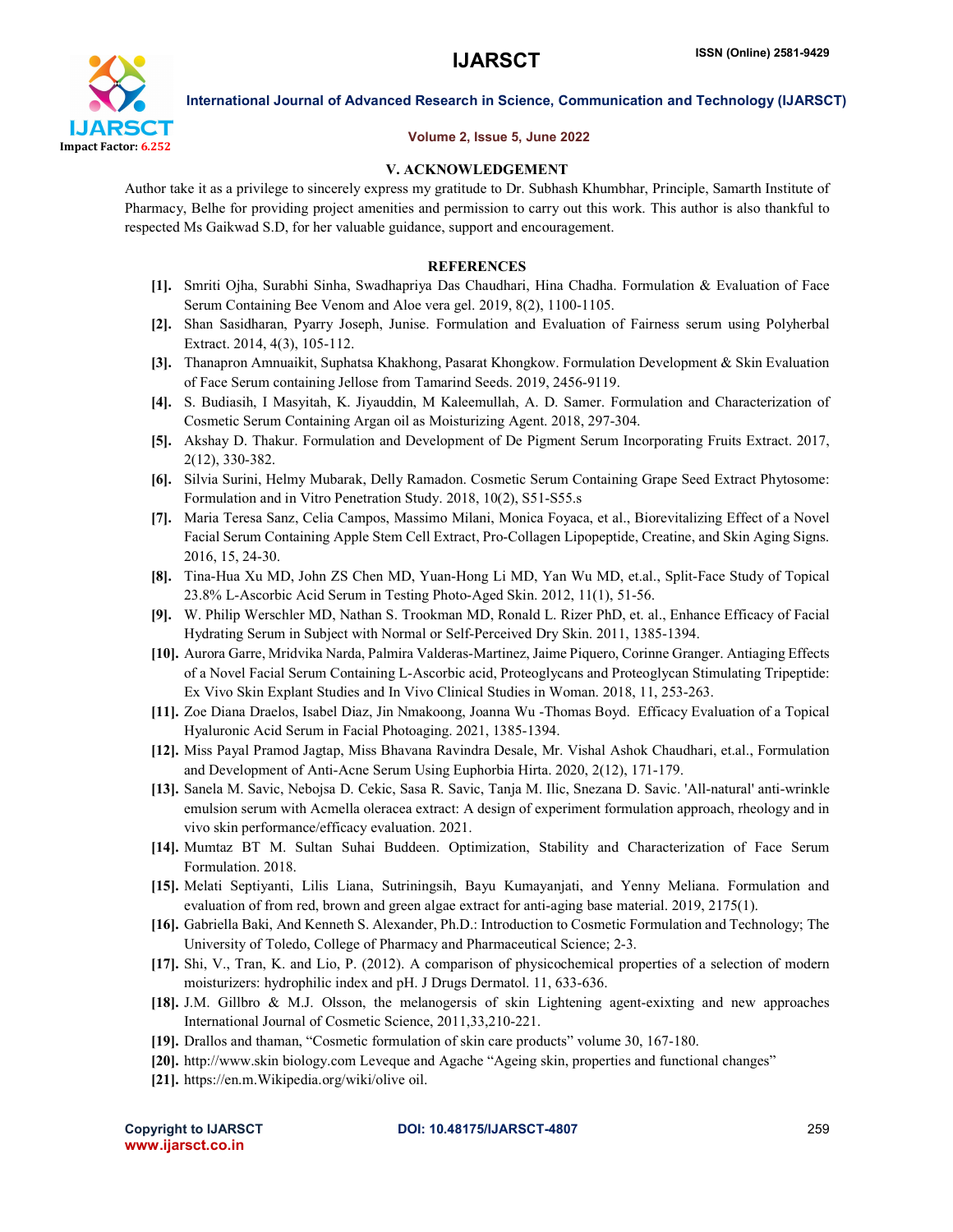## V. ACKNOWLEDGEMENT

Author take it as a privilege to sincerely express my gratitude to Dr. Subhash Khumbhar, Principle, Samarth Institute of Pharmacy, Belhe for providing project amenities and permission to carry out this work. This author is also thankful to respected Ms Gaikwad S.D, for her valuable guidance, support and encouragement.

## REFERENCES

[1]. Smriti Ojha, Surabhi Sinha, Swadhapriya Das Chaudhari, Hina Chadha. Formulation & Evaluation of Face Serum Containing Bee Venom and Aloe vera gel. 2019, 8(2), 1100-1105.

[2]. Shan Sasidharan, Pyarry Joseph, Junise. Formulation and Evaluation of Fairness serum using Polyherbal Extract. 2014, 4(3), 105-112.

[3]. Thanapron Amnuaikit, Suphatsa Khakhong, Pasarat Khongkow. Formulation Development & Skin Evaluation of Face Serum containing Jellose from Tamarind Seeds. 2019, 2456-9119.

[4]. S. Budiasih, I Masyitah, K. Jiyauddin, M Kaleemullah, A. D. Samer. Formulation and Characterization of Cosmetic Serum Containing Argan oil as Moisturizing Agent. 2018, 297-304.

[5]. Akshay D. Thakur. Formulation and Development of De Pigment Serum Incorporating Fruits Extract. 2017, 2(12), 330-382.

[6]. Silvia Surini, Helmy Mubarak, Delly Ramadon. Cosmetic Serum Containing Grape Seed Extract Phytosome: Formulation and in Vitro Penetration Study. 2018, 10(2), S51-S55.s

[7]. Maria Teresa Sanz, Celia Campos, Massimo Milani, Monica Foyaca, et al., Biorevitalizing Effect of a Novel Facial Serum Containing Apple Stem Cell Extract, Pro-Collagen Lipopeptide, Creatine, and Skin Aging Signs. 2016, 15, 24-30.

[8]. Tina-Hua Xu MD, John ZS Chen MD, Yuan-Hong Li MD, Yan Wu MD, et.al., Split-Face Study of Topical 23.8% L-Ascorbic Acid Serum in Testing Photo-Aged Skin. 2012, 11(1), 51-56.

[9]. W. Philip Werschler MD, Nathan S. Trookman MD, Ronald L. Rizer PhD, et. al., Enhance Efficacy of Facial Hydrating Serum in Subject with Normal or Self-Perceived Dry Skin. 2011, 1385-1394.

[10]. Aurora Garre, Mridvika Narda, Palmira Valderas-Martinez, Jaime Piquero, Corinne Granger. Antiaging Effects of a Novel Facial Serum Containing L-Ascorbic acid, Proteoglycans and Proteoglycan Stimulating Tripeptide: Ex Vivo Skin Explant Studies and In Vivo Clinical Studies in Woman. 2018, 11, 253-263.

[11]. Zoe Diana Draelos, Isabel Diaz, Jin Nmakoong, Joanna Wu -Thomas Boyd. Efficacy Evaluation of a Topical Hyaluronic Acid Serum in Facial Photoaging. 2021, 1385-1394.

[12]. Miss Payal Pramod Jagtap, Miss Bhavana Ravindra Desale, Mr. Vishal Ashok Chaudhari, et.al., Formulation and Development of Anti-Acne Serum Using Euphorbia Hirta. 2020, 2(12), 171-179.

[13]. Sanela M. Savic, Nebojsa D. Cekic, Sasa R. Savic, Tanja M. Ilic, Snezana D. Savic. 'All-natural' anti-wrinkle emulsion serum with Acmella oleracea extract: A design of experiment formulation approach, rheology and in vivo skin performance/efficacy evaluation. 2021.

[14]. Mumtaz BT M. Sultan Suhai Buddeen. Optimization, Stability and Characterization of Face Serum Formulation. 2018.

[15]. Melati Septiyanti, Lilis Liana, Sutriningsih, Bayu Kumayanjati, and Yenny Meliana. Formulation and evaluation of from red, brown and green algae extract for anti-aging base material. 2019, 2175(1).

[16]. Gabriella Baki, And Kenneth S. Alexander, Ph.D.: Introduction to Cosmetic Formulation and Technology; The University of Toledo, College of Pharmacy and Pharmaceutical Science; 2-3.

[17]. Shi, V., Tran, K. and Lio, P. (2012). A comparison of physicochemical properties of a selection of modern moisturizers: hydrophilic index and pH. J Drugs Dermatol. 11, 633-636.

[18]. J.M. Gillbro & M.J. Olsson, the melanogersis of skin Lightening agent-exixting and new approaches International Journal of Cosmetic Science, 2011,33,210-221.

[19]. Drallos and thaman, "Cosmetic formulation of skin care products" volume 30, 167-180.

[20]. http://www.skin biology.com Leveque and Agache "Ageing skin, properties and functional changes"

[21]. https://en.m.Wikipedia.org/wiki/olive oil.